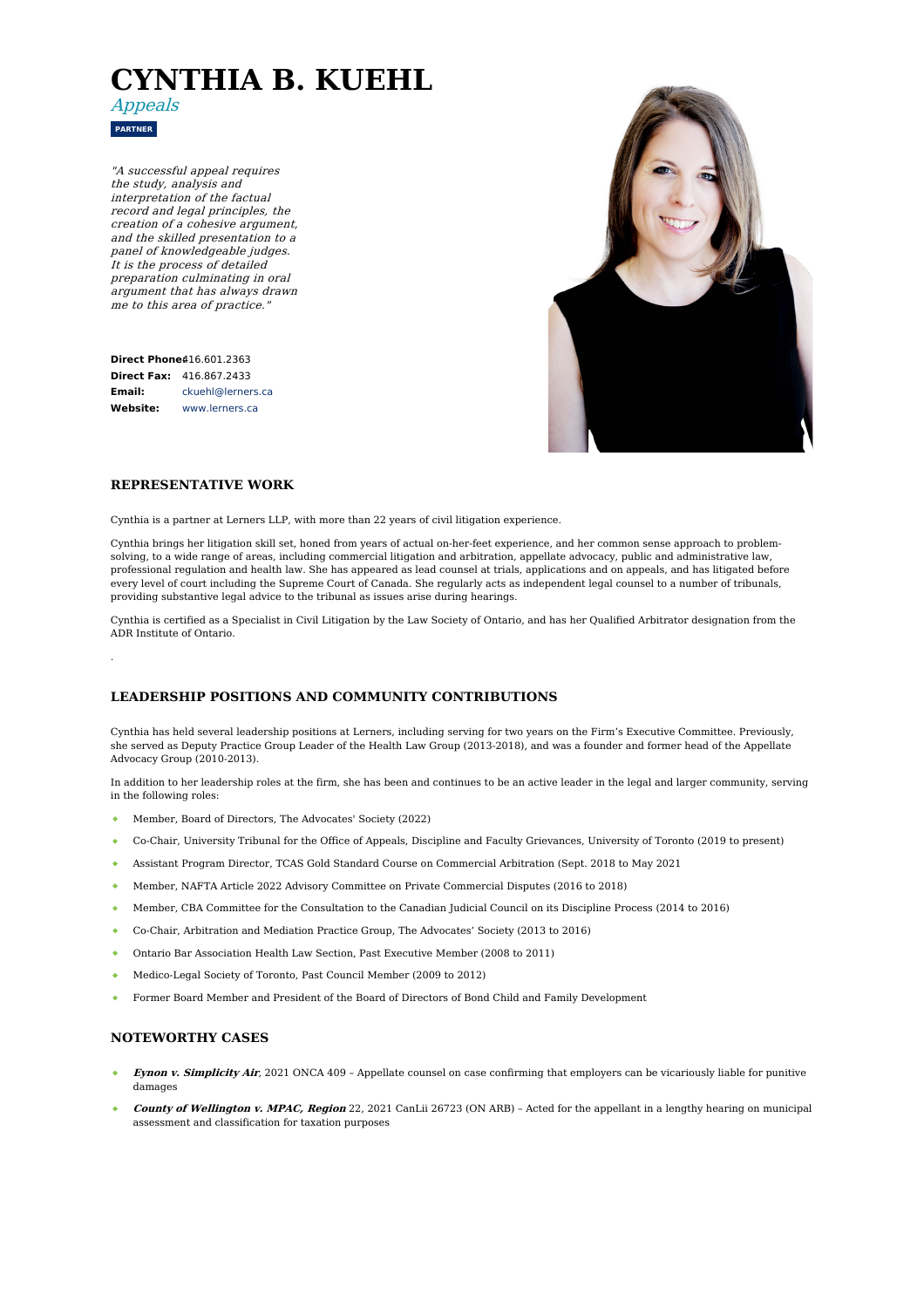# CYNTHIA B. KUEHL

*Appeals*

**PARTNER**

*"A successful appeal requires the study, analysis and interpretation of the factual record and legal principles, the creation of a cohesive argument, and the skilled presentation to a panel of knowledgeable judges. It is the process of detailed preparation culminating in oral argument that has always drawn me to this area of practice."*

**Direct Phone:** 416.601.2363
**Direct Fax:** 416.867.2433
**Email:** ckuehl@lerners.ca
**Website:** www.lerners.ca

## REPRESENTATIVE WORK

Cynthia is a partner at Lerners LLP, with more than 22 years of civil litigation experience.

Cynthia brings her litigation skill set, honed from years of actual on-her-feet experience, and her common sense approach to problem-solving, to a wide range of areas, including commercial litigation and arbitration, appellate advocacy, public and administrative law, professional regulation and health law. She has appeared as lead counsel at trials, applications and on appeals, and has litigated before every level of court including the Supreme Court of Canada. She regularly acts as independent legal counsel to a number of tribunals, providing substantive legal advice to the tribunal as issues arise during hearings.

Cynthia is certified as a Specialist in Civil Litigation by the Law Society of Ontario, and has her Qualified Arbitrator designation from the ADR Institute of Ontario.

.

## LEADERSHIP POSITIONS AND COMMUNITY CONTRIBUTIONS

Cynthia has held several leadership positions at Lerners, including serving for two years on the Firm's Executive Committee. Previously, she served as Deputy Practice Group Leader of the Health Law Group (2013-2018), and was a founder and former head of the Appellate Advocacy Group (2010-2013).

In addition to her leadership roles at the firm, she has been and continues to be an active leader in the legal and larger community, serving in the following roles:

- Member, Board of Directors, The Advocates' Society (2022)
- Co-Chair, University Tribunal for the Office of Appeals, Discipline and Faculty Grievances, University of Toronto (2019 to present)
- Assistant Program Director, TCAS Gold Standard Course on Commercial Arbitration (Sept. 2018 to May 2021
- Member, NAFTA Article 2022 Advisory Committee on Private Commercial Disputes (2016 to 2018)
- Member, CBA Committee for the Consultation to the Canadian Judicial Council on its Discipline Process (2014 to 2016)
- Co-Chair, Arbitration and Mediation Practice Group, The Advocates' Society (2013 to 2016)
- Ontario Bar Association Health Law Section, Past Executive Member (2008 to 2011)
- Medico-Legal Society of Toronto, Past Council Member (2009 to 2012)
- Former Board Member and President of the Board of Directors of Bond Child and Family Development

## NOTEWORTHY CASES

- ***Eynon v. Simplicity Air***, 2021 ONCA 409 – Appellate counsel on case confirming that employers can be vicariously liable for punitive damages
- ***County of Wellington v. MPAC, Region*** 22, 2021 CanLii 26723 (ON ARB) – Acted for the appellant in a lengthy hearing on municipal assessment and classification for taxation purposes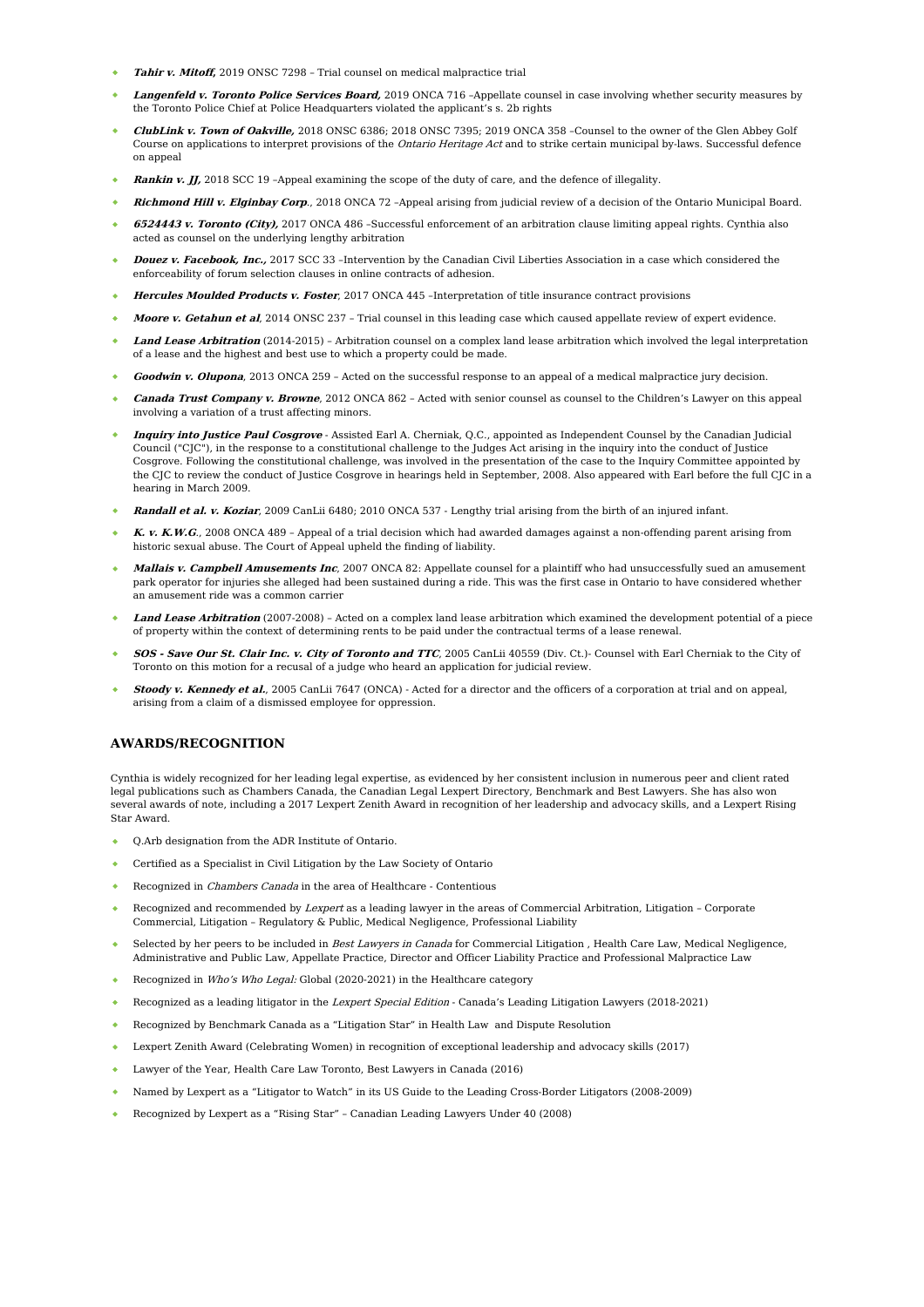- ***Tahir v. Mitoff,*** 2019 ONSC 7298 – Trial counsel on medical malpractice trial
- ***Langenfeld v. Toronto Police Services Board,*** 2019 ONCA 716 –Appellate counsel in case involving whether security measures by the Toronto Police Chief at Police Headquarters violated the applicant's s. 2b rights
- ***ClubLink v. Town of Oakville,*** 2018 ONSC 6386; 2018 ONSC 7395; 2019 ONCA 358 –Counsel to the owner of the Glen Abbey Golf Course on applications to interpret provisions of the *Ontario Heritage Act* and to strike certain municipal by-laws. Successful defence on appeal
- ***Rankin v. JJ,*** 2018 SCC 19 –Appeal examining the scope of the duty of care, and the defence of illegality.
- ***Richmond Hill v. Elginbay Corp***., 2018 ONCA 72 –Appeal arising from judicial review of a decision of the Ontario Municipal Board.
- ***6524443 v. Toronto (City),*** 2017 ONCA 486 –Successful enforcement of an arbitration clause limiting appeal rights. Cynthia also acted as counsel on the underlying lengthy arbitration
- ***Douez v. Facebook, Inc.,*** 2017 SCC 33 –Intervention by the Canadian Civil Liberties Association in a case which considered the enforceability of forum selection clauses in online contracts of adhesion.
- ***Hercules Moulded Products v. Foster***, 2017 ONCA 445 –Interpretation of title insurance contract provisions
- ***Moore v. Getahun et al***, 2014 ONSC 237 – Trial counsel in this leading case which caused appellate review of expert evidence.
- ***Land Lease Arbitration*** (2014-2015) – Arbitration counsel on a complex land lease arbitration which involved the legal interpretation of a lease and the highest and best use to which a property could be made.
- ***Goodwin v. Olupona***, 2013 ONCA 259 – Acted on the successful response to an appeal of a medical malpractice jury decision.
- ***Canada Trust Company v. Browne***, 2012 ONCA 862 – Acted with senior counsel as counsel to the Children's Lawyer on this appeal involving a variation of a trust affecting minors.
- ***Inquiry into Justice Paul Cosgrove*** - Assisted Earl A. Cherniak, Q.C., appointed as Independent Counsel by the Canadian Judicial Council ("CJC"), in the response to a constitutional challenge to the Judges Act arising in the inquiry into the conduct of Justice Cosgrove. Following the constitutional challenge, was involved in the presentation of the case to the Inquiry Committee appointed by the CJC to review the conduct of Justice Cosgrove in hearings held in September, 2008. Also appeared with Earl before the full CJC in a hearing in March 2009.
- ***Randall et al. v. Koziar***, 2009 CanLii 6480; 2010 ONCA 537 - Lengthy trial arising from the birth of an injured infant.
- ***K. v. K.W.G.***, 2008 ONCA 489 – Appeal of a trial decision which had awarded damages against a non-offending parent arising from historic sexual abuse. The Court of Appeal upheld the finding of liability.
- ***Mallais v. Campbell Amusements Inc***, 2007 ONCA 82: Appellate counsel for a plaintiff who had unsuccessfully sued an amusement park operator for injuries she alleged had been sustained during a ride. This was the first case in Ontario to have considered whether an amusement ride was a common carrier
- ***Land Lease Arbitration*** (2007-2008) – Acted on a complex land lease arbitration which examined the development potential of a piece of property within the context of determining rents to be paid under the contractual terms of a lease renewal.
- ***SOS - Save Our St. Clair Inc. v. City of Toronto and TTC***, 2005 CanLii 40559 (Div. Ct.)- Counsel with Earl Cherniak to the City of Toronto on this motion for a recusal of a judge who heard an application for judicial review.
- ***Stoody v. Kennedy et al.***, 2005 CanLii 7647 (ONCA) - Acted for a director and the officers of a corporation at trial and on appeal, arising from a claim of a dismissed employee for oppression.

## AWARDS/RECOGNITION

Cynthia is widely recognized for her leading legal expertise, as evidenced by her consistent inclusion in numerous peer and client rated legal publications such as Chambers Canada, the Canadian Legal Lexpert Directory, Benchmark and Best Lawyers. She has also won several awards of note, including a 2017 Lexpert Zenith Award in recognition of her leadership and advocacy skills, and a Lexpert Rising Star Award.

- Q.Arb designation from the ADR Institute of Ontario.
- Certified as a Specialist in Civil Litigation by the Law Society of Ontario
- Recognized in *Chambers Canada* in the area of Healthcare - Contentious
- Recognized and recommended by *Lexpert* as a leading lawyer in the areas of Commercial Arbitration, Litigation – Corporate Commercial, Litigation – Regulatory & Public, Medical Negligence, Professional Liability
- Selected by her peers to be included in *Best Lawyers in Canada* for Commercial Litigation , Health Care Law, Medical Negligence, Administrative and Public Law, Appellate Practice, Director and Officer Liability Practice and Professional Malpractice Law
- Recognized in *Who's Who Legal:* Global (2020-2021) in the Healthcare category
- Recognized as a leading litigator in the *Lexpert Special Edition* - Canada's Leading Litigation Lawyers (2018-2021)
- Recognized by Benchmark Canada as a "Litigation Star" in Health Law and Dispute Resolution
- Lexpert Zenith Award (Celebrating Women) in recognition of exceptional leadership and advocacy skills (2017)
- Lawyer of the Year, Health Care Law Toronto, Best Lawyers in Canada (2016)
- Named by Lexpert as a "Litigator to Watch" in its US Guide to the Leading Cross-Border Litigators (2008-2009)
- Recognized by Lexpert as a "Rising Star" – Canadian Leading Lawyers Under 40 (2008)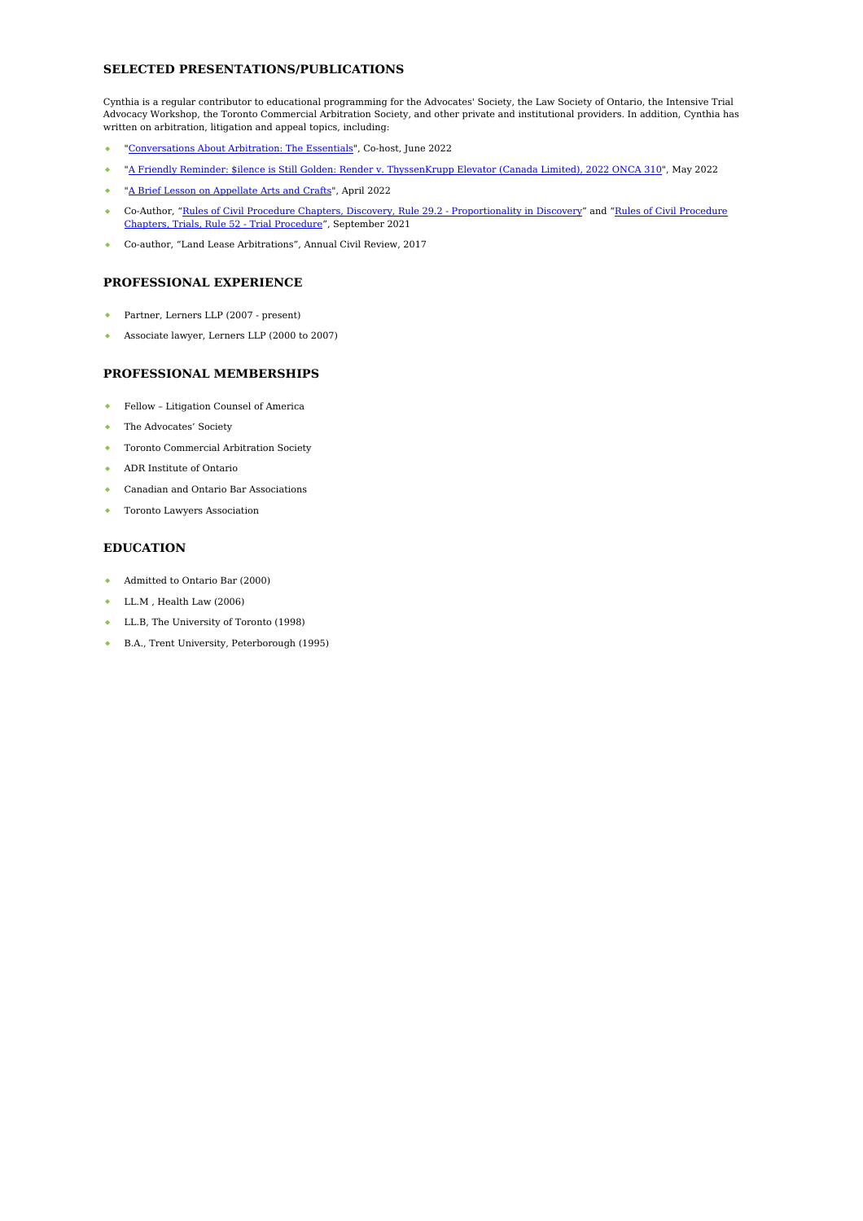## SELECTED PRESENTATIONS/PUBLICATIONS

Cynthia is a regular contributor to educational programming for the Advocates' Society, the Law Society of Ontario, the Intensive Trial Advocacy Workshop, the Toronto Commercial Arbitration Society, and other private and institutional providers. In addition, Cynthia has written on arbitration, litigation and appeal topics, including:

- "Conversations About Arbitration: The Essentials", Co-host, June 2022
- "A Friendly Reminder: $ilence is Still Golden: Render v. ThyssenKrupp Elevator (Canada Limited), 2022 ONCA 310", May 2022
- "A Brief Lesson on Appellate Arts and Crafts", April 2022
- Co-Author, "Rules of Civil Procedure Chapters, Discovery, Rule 29.2 - Proportionality in Discovery" and "Rules of Civil Procedure Chapters, Trials, Rule 52 - Trial Procedure", September 2021
- Co-author, "Land Lease Arbitrations", Annual Civil Review, 2017

## PROFESSIONAL EXPERIENCE

- Partner, Lerners LLP (2007 - present)
- Associate lawyer, Lerners LLP (2000 to 2007)

## PROFESSIONAL MEMBERSHIPS

- Fellow – Litigation Counsel of America
- The Advocates' Society
- Toronto Commercial Arbitration Society
- ADR Institute of Ontario
- Canadian and Ontario Bar Associations
- Toronto Lawyers Association

## EDUCATION

- Admitted to Ontario Bar (2000)
- LL.M , Health Law (2006)
- LL.B, The University of Toronto (1998)
- B.A., Trent University, Peterborough (1995)